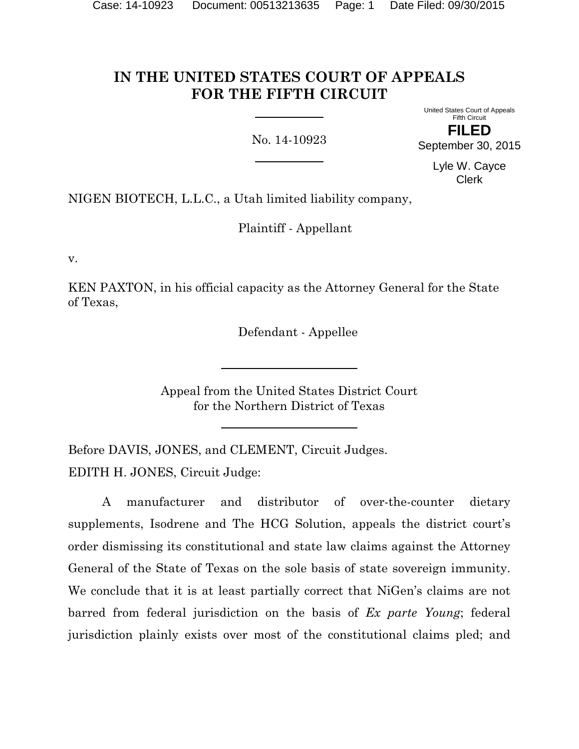# IN THE UNITED STATES COURT OF APPEALS FOR THE FIFTH CIRCUIT

No. 14-10923

United States Court of Appeals
Fifth Circuit

**FILED**

September 30, 2015

Lyle W. Cayce
Clerk

NIGEN BIOTECH, L.L.C., a Utah limited liability company,

Plaintiff - Appellant

v.

KEN PAXTON, in his official capacity as the Attorney General for the State of Texas,

Defendant - Appellee

Appeal from the United States District Court
for the Northern District of Texas

Before DAVIS, JONES, and CLEMENT, Circuit Judges.

EDITH H. JONES, Circuit Judge:

A manufacturer and distributor of over-the-counter dietary supplements, Isodrene and The HCG Solution, appeals the district court's order dismissing its constitutional and state law claims against the Attorney General of the State of Texas on the sole basis of state sovereign immunity. We conclude that it is at least partially correct that NiGen's claims are not barred from federal jurisdiction on the basis of *Ex parte Young*; federal jurisdiction plainly exists over most of the constitutional claims pled; and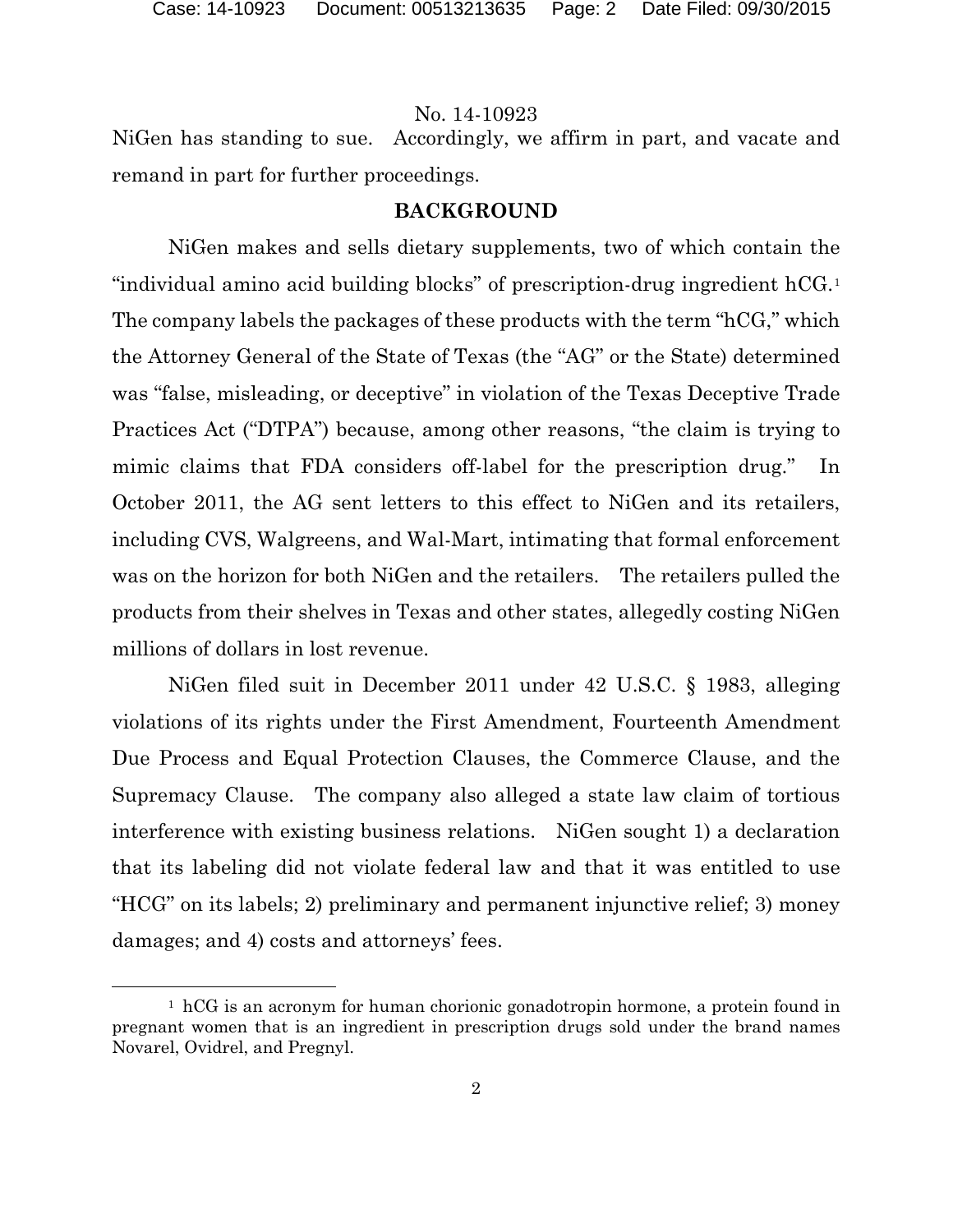NiGen has standing to sue. Accordingly, we affirm in part, and vacate and remand in part for further proceedings.

## BACKGROUND

NiGen makes and sells dietary supplements, two of which contain the "individual amino acid building blocks" of prescription-drug ingredient hCG.[1] The company labels the packages of these products with the term "hCG," which the Attorney General of the State of Texas (the "AG" or the State) determined was "false, misleading, or deceptive" in violation of the Texas Deceptive Trade Practices Act ("DTPA") because, among other reasons, "the claim is trying to mimic claims that FDA considers off-label for the prescription drug." In October 2011, the AG sent letters to this effect to NiGen and its retailers, including CVS, Walgreens, and Wal-Mart, intimating that formal enforcement was on the horizon for both NiGen and the retailers. The retailers pulled the products from their shelves in Texas and other states, allegedly costing NiGen millions of dollars in lost revenue.

NiGen filed suit in December 2011 under 42 U.S.C. § 1983, alleging violations of its rights under the First Amendment, Fourteenth Amendment Due Process and Equal Protection Clauses, the Commerce Clause, and the Supremacy Clause. The company also alleged a state law claim of tortious interference with existing business relations. NiGen sought 1) a declaration that its labeling did not violate federal law and that it was entitled to use "HCG" on its labels; 2) preliminary and permanent injunctive relief; 3) money damages; and 4) costs and attorneys' fees.

---

[1] hCG is an acronym for human chorionic gonadotropin hormone, a protein found in pregnant women that is an ingredient in prescription drugs sold under the brand names Novarel, Ovidrel, and Pregnyl.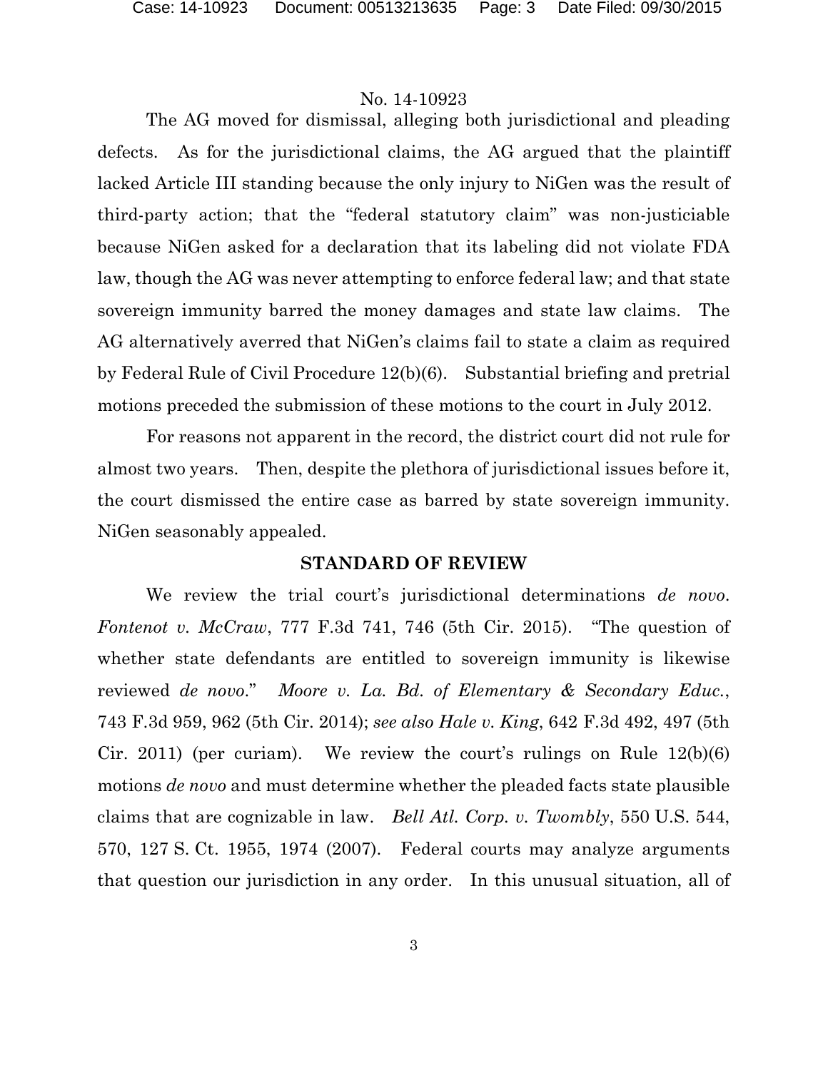The AG moved for dismissal, alleging both jurisdictional and pleading defects. As for the jurisdictional claims, the AG argued that the plaintiff lacked Article III standing because the only injury to NiGen was the result of third-party action; that the "federal statutory claim" was non-justiciable because NiGen asked for a declaration that its labeling did not violate FDA law, though the AG was never attempting to enforce federal law; and that state sovereign immunity barred the money damages and state law claims. The AG alternatively averred that NiGen's claims fail to state a claim as required by Federal Rule of Civil Procedure 12(b)(6). Substantial briefing and pretrial motions preceded the submission of these motions to the court in July 2012.

For reasons not apparent in the record, the district court did not rule for almost two years. Then, despite the plethora of jurisdictional issues before it, the court dismissed the entire case as barred by state sovereign immunity. NiGen seasonably appealed.

## STANDARD OF REVIEW

We review the trial court's jurisdictional determinations *de novo*. *Fontenot v. McCraw*, 777 F.3d 741, 746 (5th Cir. 2015). "The question of whether state defendants are entitled to sovereign immunity is likewise reviewed *de novo*." *Moore v. La. Bd. of Elementary & Secondary Educ.*, 743 F.3d 959, 962 (5th Cir. 2014); *see also Hale v. King*, 642 F.3d 492, 497 (5th Cir. 2011) (per curiam). We review the court's rulings on Rule 12(b)(6) motions *de novo* and must determine whether the pleaded facts state plausible claims that are cognizable in law. *Bell Atl. Corp. v. Twombly*, 550 U.S. 544, 570, 127 S. Ct. 1955, 1974 (2007). Federal courts may analyze arguments that question our jurisdiction in any order. In this unusual situation, all of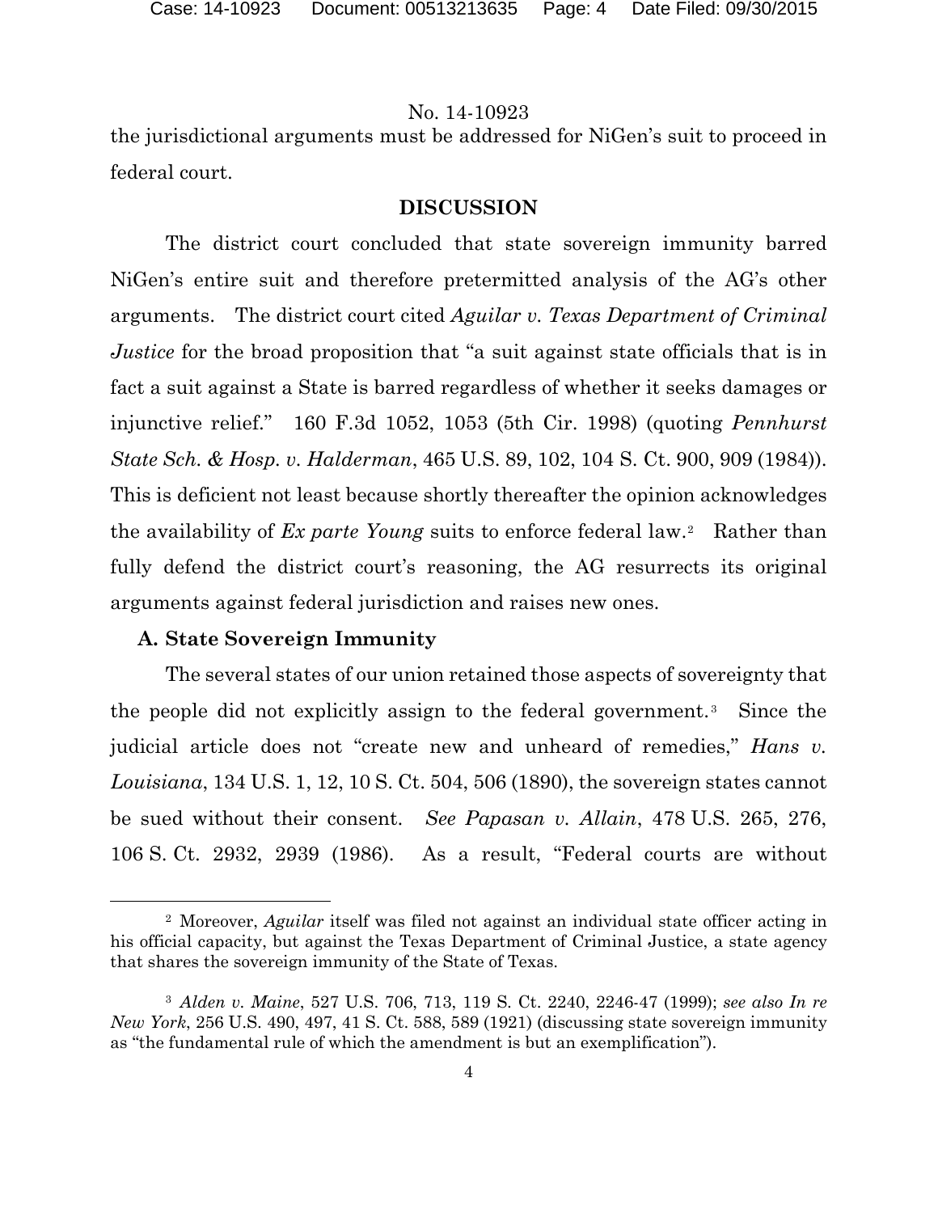the jurisdictional arguments must be addressed for NiGen's suit to proceed in federal court.

## DISCUSSION

The district court concluded that state sovereign immunity barred NiGen's entire suit and therefore pretermitted analysis of the AG's other arguments. The district court cited *Aguilar v. Texas Department of Criminal Justice* for the broad proposition that "a suit against state officials that is in fact a suit against a State is barred regardless of whether it seeks damages or injunctive relief." 160 F.3d 1052, 1053 (5th Cir. 1998) (quoting *Pennhurst State Sch. & Hosp. v. Halderman*, 465 U.S. 89, 102, 104 S. Ct. 900, 909 (1984)). This is deficient not least because shortly thereafter the opinion acknowledges the availability of *Ex parte Young* suits to enforce federal law.[2] Rather than fully defend the district court's reasoning, the AG resurrects its original arguments against federal jurisdiction and raises new ones.

### A. State Sovereign Immunity

The several states of our union retained those aspects of sovereignty that the people did not explicitly assign to the federal government.[3] Since the judicial article does not "create new and unheard of remedies," *Hans v. Louisiana*, 134 U.S. 1, 12, 10 S. Ct. 504, 506 (1890), the sovereign states cannot be sued without their consent. *See Papasan v. Allain*, 478 U.S. 265, 276, 106 S. Ct. 2932, 2939 (1986). As a result, "Federal courts are without

---

[2] Moreover, *Aguilar* itself was filed not against an individual state officer acting in his official capacity, but against the Texas Department of Criminal Justice, a state agency that shares the sovereign immunity of the State of Texas.

[3] *Alden v. Maine*, 527 U.S. 706, 713, 119 S. Ct. 2240, 2246-47 (1999); *see also In re New York*, 256 U.S. 490, 497, 41 S. Ct. 588, 589 (1921) (discussing state sovereign immunity as "the fundamental rule of which the amendment is but an exemplification").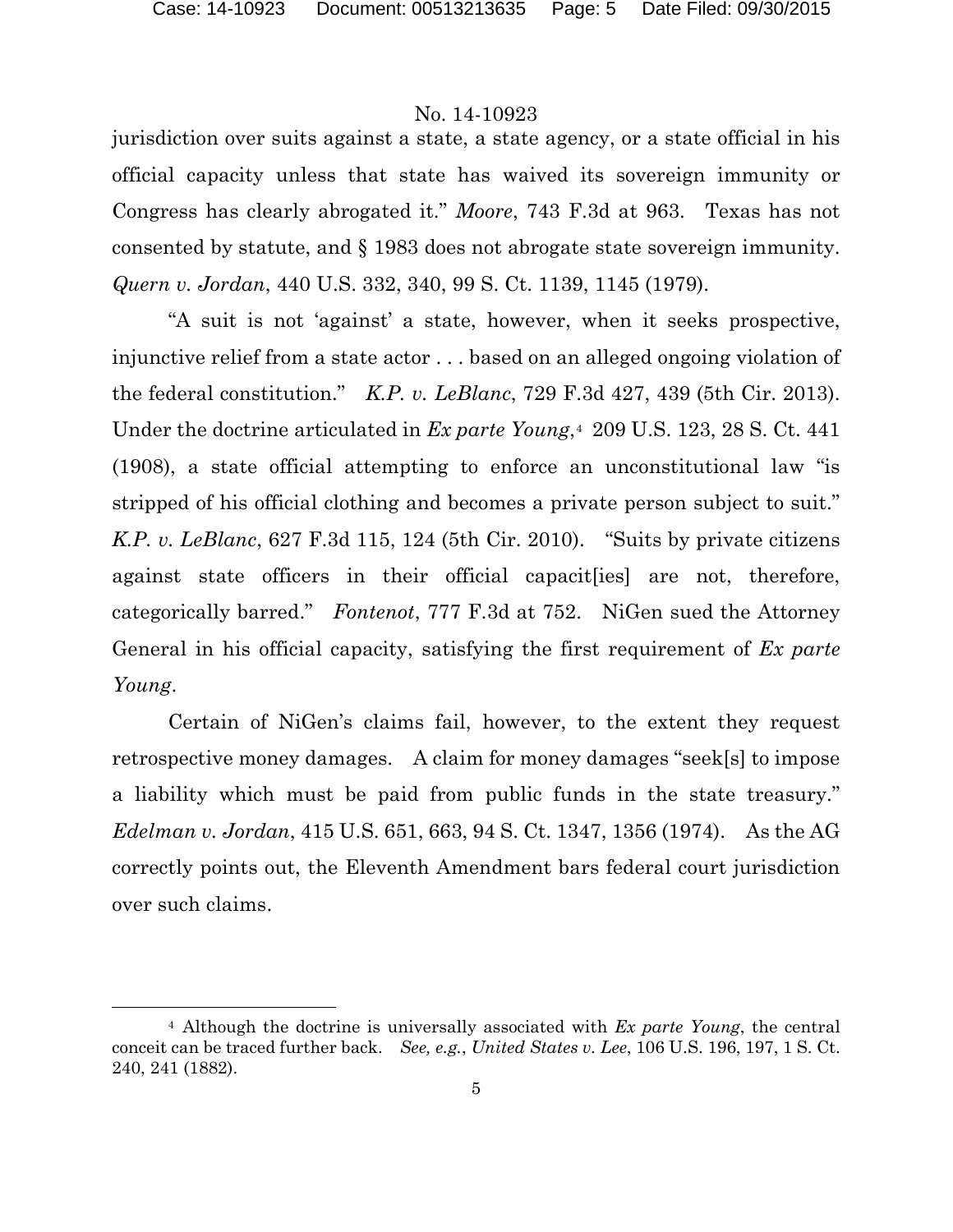jurisdiction over suits against a state, a state agency, or a state official in his official capacity unless that state has waived its sovereign immunity or Congress has clearly abrogated it." *Moore*, 743 F.3d at 963. Texas has not consented by statute, and § 1983 does not abrogate state sovereign immunity. *Quern v. Jordan*, 440 U.S. 332, 340, 99 S. Ct. 1139, 1145 (1979).

"A suit is not 'against' a state, however, when it seeks prospective, injunctive relief from a state actor . . . based on an alleged ongoing violation of the federal constitution." *K.P. v. LeBlanc*, 729 F.3d 427, 439 (5th Cir. 2013). Under the doctrine articulated in *Ex parte Young*,[4] 209 U.S. 123, 28 S. Ct. 441 (1908), a state official attempting to enforce an unconstitutional law "is stripped of his official clothing and becomes a private person subject to suit." *K.P. v. LeBlanc*, 627 F.3d 115, 124 (5th Cir. 2010). "Suits by private citizens against state officers in their official capacit[ies] are not, therefore, categorically barred." *Fontenot*, 777 F.3d at 752. NiGen sued the Attorney General in his official capacity, satisfying the first requirement of *Ex parte Young*.

Certain of NiGen's claims fail, however, to the extent they request retrospective money damages. A claim for money damages "seek[s] to impose a liability which must be paid from public funds in the state treasury." *Edelman v. Jordan*, 415 U.S. 651, 663, 94 S. Ct. 1347, 1356 (1974). As the AG correctly points out, the Eleventh Amendment bars federal court jurisdiction over such claims.

---

[4] Although the doctrine is universally associated with *Ex parte Young*, the central conceit can be traced further back. *See, e.g.*, *United States v. Lee*, 106 U.S. 196, 197, 1 S. Ct. 240, 241 (1882).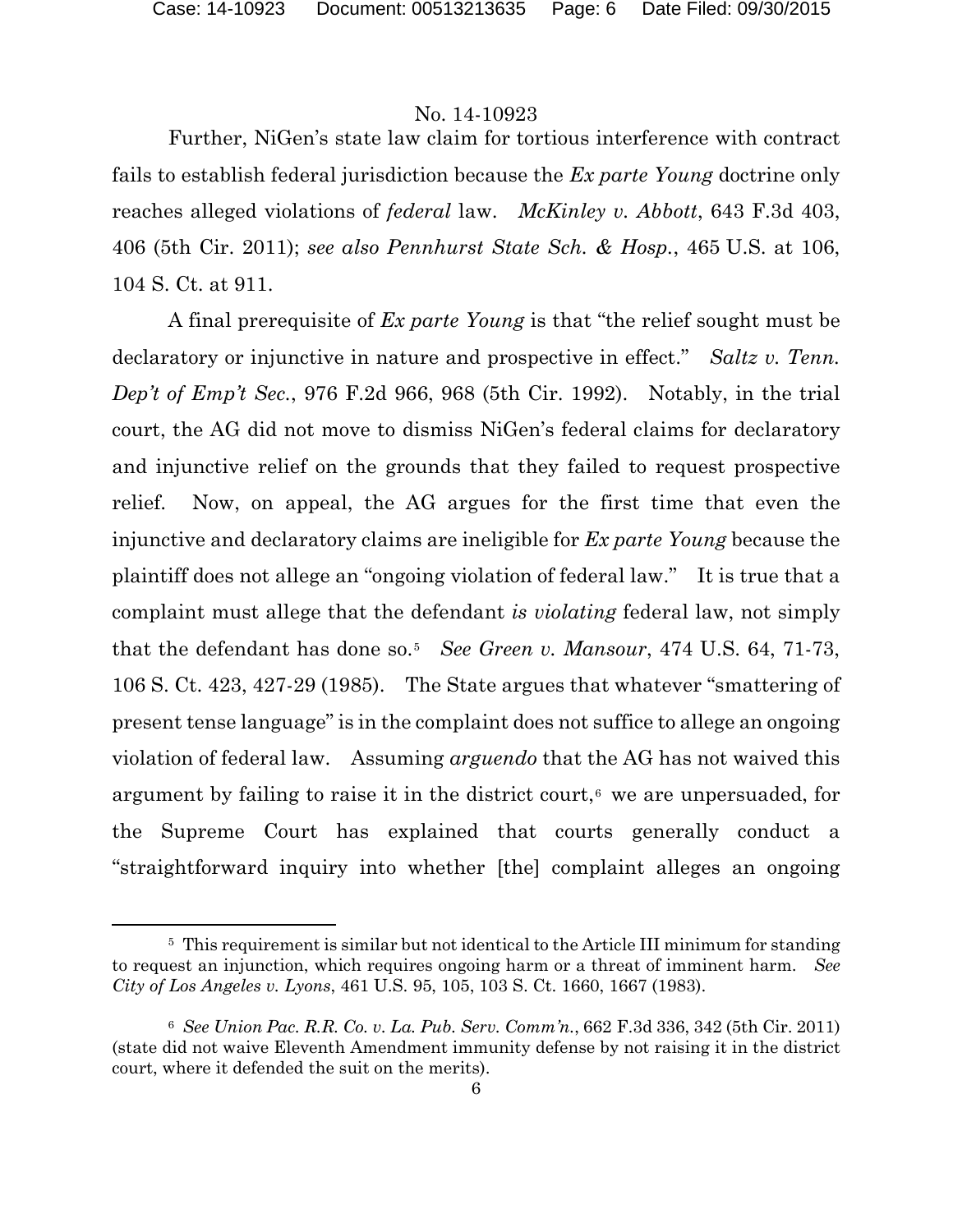Further, NiGen's state law claim for tortious interference with contract fails to establish federal jurisdiction because the *Ex parte Young* doctrine only reaches alleged violations of *federal* law. *McKinley v. Abbott*, 643 F.3d 403, 406 (5th Cir. 2011); *see also Pennhurst State Sch. & Hosp.*, 465 U.S. at 106, 104 S. Ct. at 911.

A final prerequisite of *Ex parte Young* is that "the relief sought must be declaratory or injunctive in nature and prospective in effect." *Saltz v. Tenn. Dep't of Emp't Sec.*, 976 F.2d 966, 968 (5th Cir. 1992). Notably, in the trial court, the AG did not move to dismiss NiGen's federal claims for declaratory and injunctive relief on the grounds that they failed to request prospective relief. Now, on appeal, the AG argues for the first time that even the injunctive and declaratory claims are ineligible for *Ex parte Young* because the plaintiff does not allege an "ongoing violation of federal law." It is true that a complaint must allege that the defendant *is violating* federal law, not simply that the defendant has done so.[5] *See Green v. Mansour*, 474 U.S. 64, 71-73, 106 S. Ct. 423, 427-29 (1985). The State argues that whatever "smattering of present tense language" is in the complaint does not suffice to allege an ongoing violation of federal law. Assuming *arguendo* that the AG has not waived this argument by failing to raise it in the district court,[6] we are unpersuaded, for the Supreme Court has explained that courts generally conduct a "straightforward inquiry into whether [the] complaint alleges an ongoing

---

[5] This requirement is similar but not identical to the Article III minimum for standing to request an injunction, which requires ongoing harm or a threat of imminent harm. *See City of Los Angeles v. Lyons*, 461 U.S. 95, 105, 103 S. Ct. 1660, 1667 (1983).

[6] *See Union Pac. R.R. Co. v. La. Pub. Serv. Comm'n.*, 662 F.3d 336, 342 (5th Cir. 2011) (state did not waive Eleventh Amendment immunity defense by not raising it in the district court, where it defended the suit on the merits).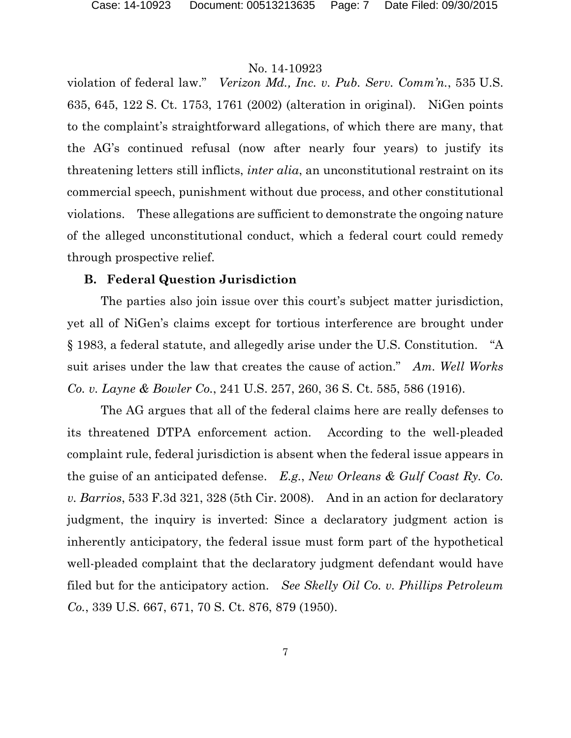violation of federal law." *Verizon Md., Inc. v. Pub. Serv. Comm'n.*, 535 U.S. 635, 645, 122 S. Ct. 1753, 1761 (2002) (alteration in original). NiGen points to the complaint's straightforward allegations, of which there are many, that the AG's continued refusal (now after nearly four years) to justify its threatening letters still inflicts, *inter alia*, an unconstitutional restraint on its commercial speech, punishment without due process, and other constitutional violations. These allegations are sufficient to demonstrate the ongoing nature of the alleged unconstitutional conduct, which a federal court could remedy through prospective relief.

### B. Federal Question Jurisdiction

The parties also join issue over this court's subject matter jurisdiction, yet all of NiGen's claims except for tortious interference are brought under § 1983, a federal statute, and allegedly arise under the U.S. Constitution. "A suit arises under the law that creates the cause of action." *Am. Well Works Co. v. Layne & Bowler Co.*, 241 U.S. 257, 260, 36 S. Ct. 585, 586 (1916).

The AG argues that all of the federal claims here are really defenses to its threatened DTPA enforcement action. According to the well-pleaded complaint rule, federal jurisdiction is absent when the federal issue appears in the guise of an anticipated defense. *E.g.*, *New Orleans & Gulf Coast Ry. Co. v. Barrios*, 533 F.3d 321, 328 (5th Cir. 2008). And in an action for declaratory judgment, the inquiry is inverted: Since a declaratory judgment action is inherently anticipatory, the federal issue must form part of the hypothetical well-pleaded complaint that the declaratory judgment defendant would have filed but for the anticipatory action. *See Skelly Oil Co. v. Phillips Petroleum Co.*, 339 U.S. 667, 671, 70 S. Ct. 876, 879 (1950).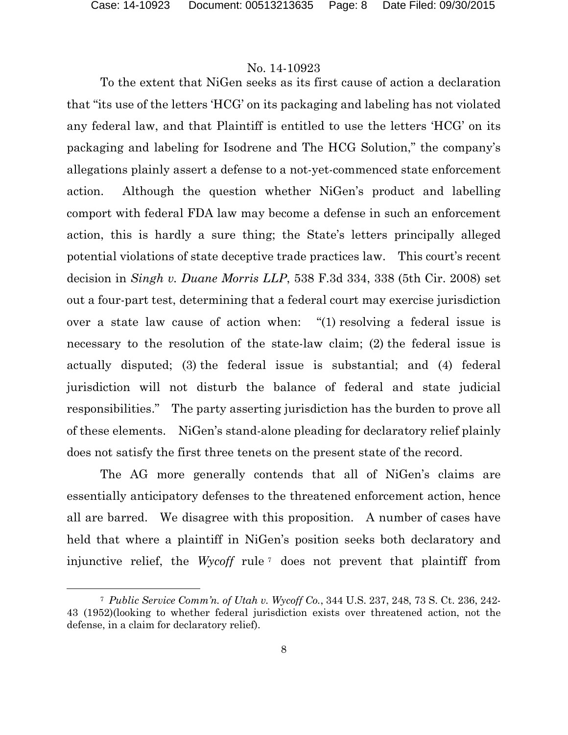To the extent that NiGen seeks as its first cause of action a declaration that "its use of the letters 'HCG' on its packaging and labeling has not violated any federal law, and that Plaintiff is entitled to use the letters 'HCG' on its packaging and labeling for Isodrene and The HCG Solution," the company's allegations plainly assert a defense to a not-yet-commenced state enforcement action. Although the question whether NiGen's product and labelling comport with federal FDA law may become a defense in such an enforcement action, this is hardly a sure thing; the State's letters principally alleged potential violations of state deceptive trade practices law. This court's recent decision in *Singh v. Duane Morris LLP*, 538 F.3d 334, 338 (5th Cir. 2008) set out a four-part test, determining that a federal court may exercise jurisdiction over a state law cause of action when: "(1) resolving a federal issue is necessary to the resolution of the state-law claim; (2) the federal issue is actually disputed; (3) the federal issue is substantial; and (4) federal jurisdiction will not disturb the balance of federal and state judicial responsibilities." The party asserting jurisdiction has the burden to prove all of these elements. NiGen's stand-alone pleading for declaratory relief plainly does not satisfy the first three tenets on the present state of the record.

The AG more generally contends that all of NiGen's claims are essentially anticipatory defenses to the threatened enforcement action, hence all are barred. We disagree with this proposition. A number of cases have held that where a plaintiff in NiGen's position seeks both declaratory and injunctive relief, the *Wycoff* rule[7] does not prevent that plaintiff from

[7] *Public Service Comm'n. of Utah v. Wycoff Co.*, 344 U.S. 237, 248, 73 S. Ct. 236, 242-43 (1952)(looking to whether federal jurisdiction exists over threatened action, not the defense, in a claim for declaratory relief).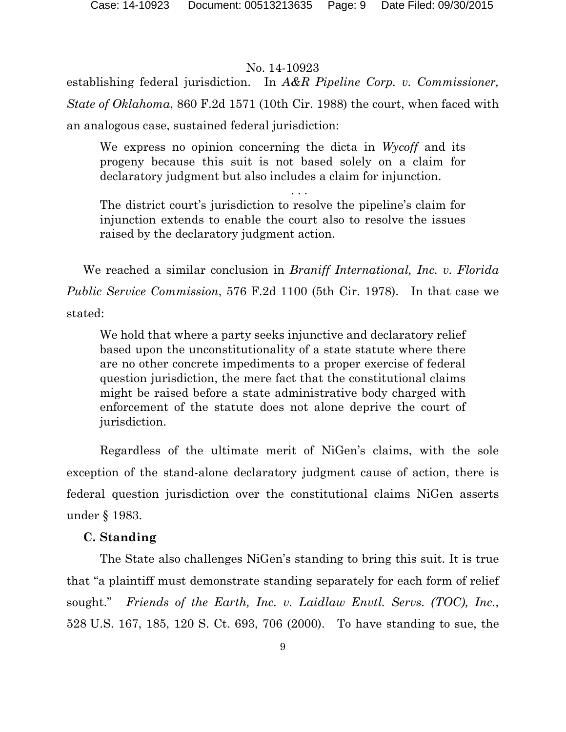establishing federal jurisdiction. In *A&R Pipeline Corp. v. Commissioner, State of Oklahoma*, 860 F.2d 1571 (10th Cir. 1988) the court, when faced with an analogous case, sustained federal jurisdiction:

> We express no opinion concerning the dicta in *Wycoff* and its progeny because this suit is not based solely on a claim for declaratory judgment but also includes a claim for injunction.
>
> . . .
>
> The district court's jurisdiction to resolve the pipeline's claim for injunction extends to enable the court also to resolve the issues raised by the declaratory judgment action.

We reached a similar conclusion in *Braniff International, Inc. v. Florida Public Service Commission*, 576 F.2d 1100 (5th Cir. 1978). In that case we stated:

> We hold that where a party seeks injunctive and declaratory relief based upon the unconstitutionality of a state statute where there are no other concrete impediments to a proper exercise of federal question jurisdiction, the mere fact that the constitutional claims might be raised before a state administrative body charged with enforcement of the statute does not alone deprive the court of jurisdiction.

Regardless of the ultimate merit of NiGen's claims, with the sole exception of the stand-alone declaratory judgment cause of action, there is federal question jurisdiction over the constitutional claims NiGen asserts under § 1983.

**C. Standing**

The State also challenges NiGen's standing to bring this suit. It is true that "a plaintiff must demonstrate standing separately for each form of relief sought." *Friends of the Earth, Inc. v. Laidlaw Envtl. Servs. (TOC), Inc.*, 528 U.S. 167, 185, 120 S. Ct. 693, 706 (2000). To have standing to sue, the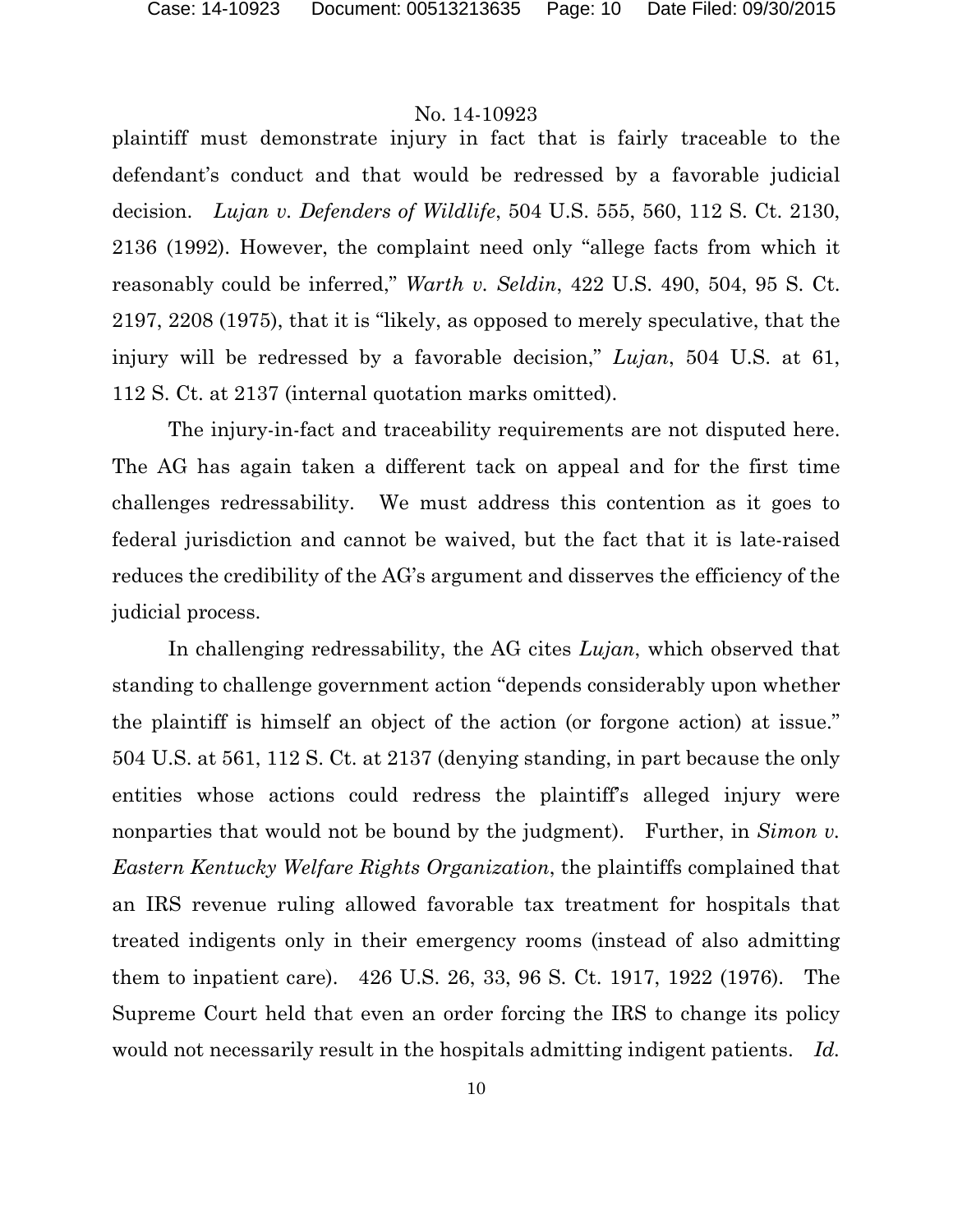plaintiff must demonstrate injury in fact that is fairly traceable to the defendant's conduct and that would be redressed by a favorable judicial decision. *Lujan v. Defenders of Wildlife*, 504 U.S. 555, 560, 112 S. Ct. 2130, 2136 (1992). However, the complaint need only "allege facts from which it reasonably could be inferred," *Warth v. Seldin*, 422 U.S. 490, 504, 95 S. Ct. 2197, 2208 (1975), that it is "likely, as opposed to merely speculative, that the injury will be redressed by a favorable decision," *Lujan*, 504 U.S. at 61, 112 S. Ct. at 2137 (internal quotation marks omitted).

The injury-in-fact and traceability requirements are not disputed here. The AG has again taken a different tack on appeal and for the first time challenges redressability. We must address this contention as it goes to federal jurisdiction and cannot be waived, but the fact that it is late-raised reduces the credibility of the AG's argument and disserves the efficiency of the judicial process.

In challenging redressability, the AG cites *Lujan*, which observed that standing to challenge government action "depends considerably upon whether the plaintiff is himself an object of the action (or forgone action) at issue." 504 U.S. at 561, 112 S. Ct. at 2137 (denying standing, in part because the only entities whose actions could redress the plaintiff's alleged injury were nonparties that would not be bound by the judgment). Further, in *Simon v. Eastern Kentucky Welfare Rights Organization*, the plaintiffs complained that an IRS revenue ruling allowed favorable tax treatment for hospitals that treated indigents only in their emergency rooms (instead of also admitting them to inpatient care). 426 U.S. 26, 33, 96 S. Ct. 1917, 1922 (1976). The Supreme Court held that even an order forcing the IRS to change its policy would not necessarily result in the hospitals admitting indigent patients. *Id.*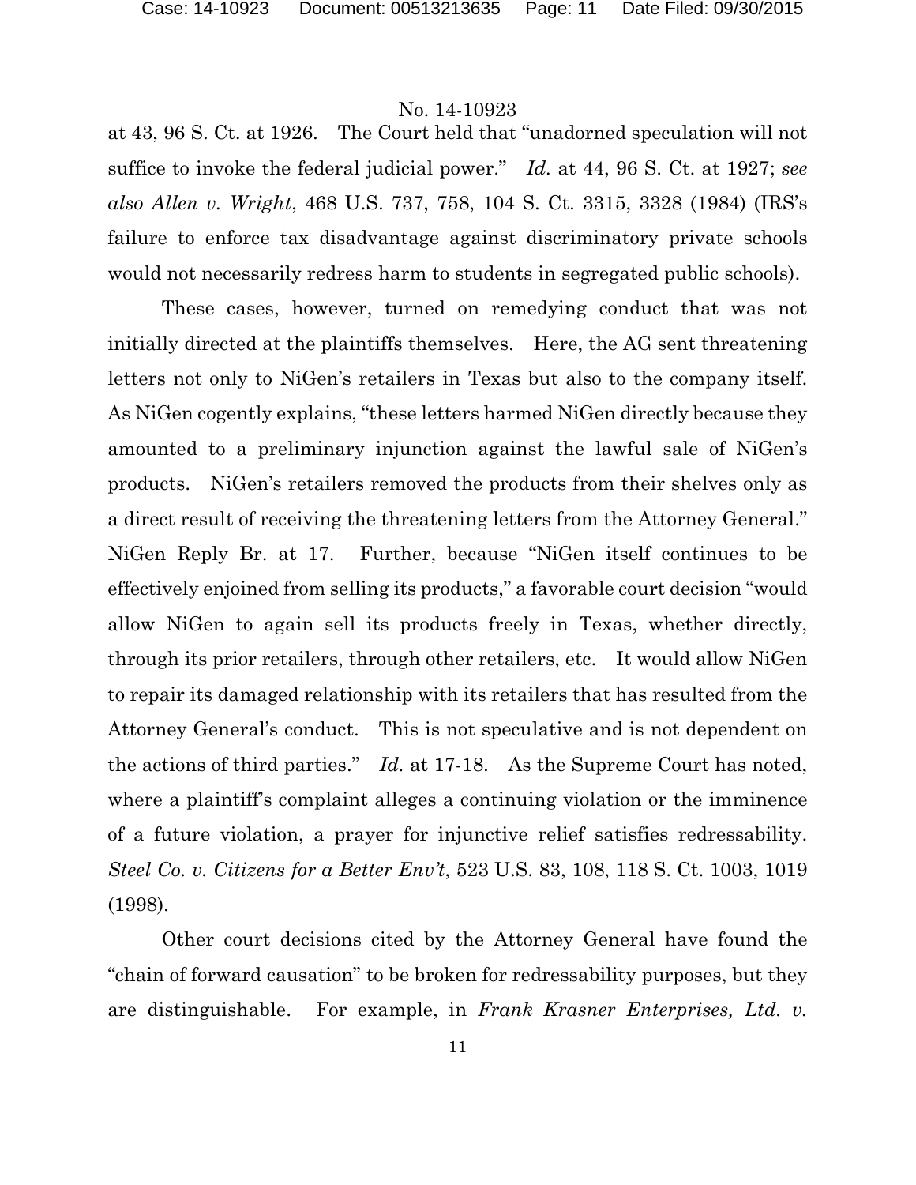at 43, 96 S. Ct. at 1926. The Court held that "unadorned speculation will not suffice to invoke the federal judicial power." *Id.* at 44, 96 S. Ct. at 1927; *see also Allen v. Wright*, 468 U.S. 737, 758, 104 S. Ct. 3315, 3328 (1984) (IRS's failure to enforce tax disadvantage against discriminatory private schools would not necessarily redress harm to students in segregated public schools).

These cases, however, turned on remedying conduct that was not initially directed at the plaintiffs themselves. Here, the AG sent threatening letters not only to NiGen's retailers in Texas but also to the company itself. As NiGen cogently explains, "these letters harmed NiGen directly because they amounted to a preliminary injunction against the lawful sale of NiGen's products. NiGen's retailers removed the products from their shelves only as a direct result of receiving the threatening letters from the Attorney General." NiGen Reply Br. at 17. Further, because "NiGen itself continues to be effectively enjoined from selling its products," a favorable court decision "would allow NiGen to again sell its products freely in Texas, whether directly, through its prior retailers, through other retailers, etc. It would allow NiGen to repair its damaged relationship with its retailers that has resulted from the Attorney General's conduct. This is not speculative and is not dependent on the actions of third parties." *Id.* at 17-18. As the Supreme Court has noted, where a plaintiff's complaint alleges a continuing violation or the imminence of a future violation, a prayer for injunctive relief satisfies redressability. *Steel Co. v. Citizens for a Better Env't*, 523 U.S. 83, 108, 118 S. Ct. 1003, 1019 (1998).

Other court decisions cited by the Attorney General have found the "chain of forward causation" to be broken for redressability purposes, but they are distinguishable. For example, in *Frank Krasner Enterprises, Ltd. v.*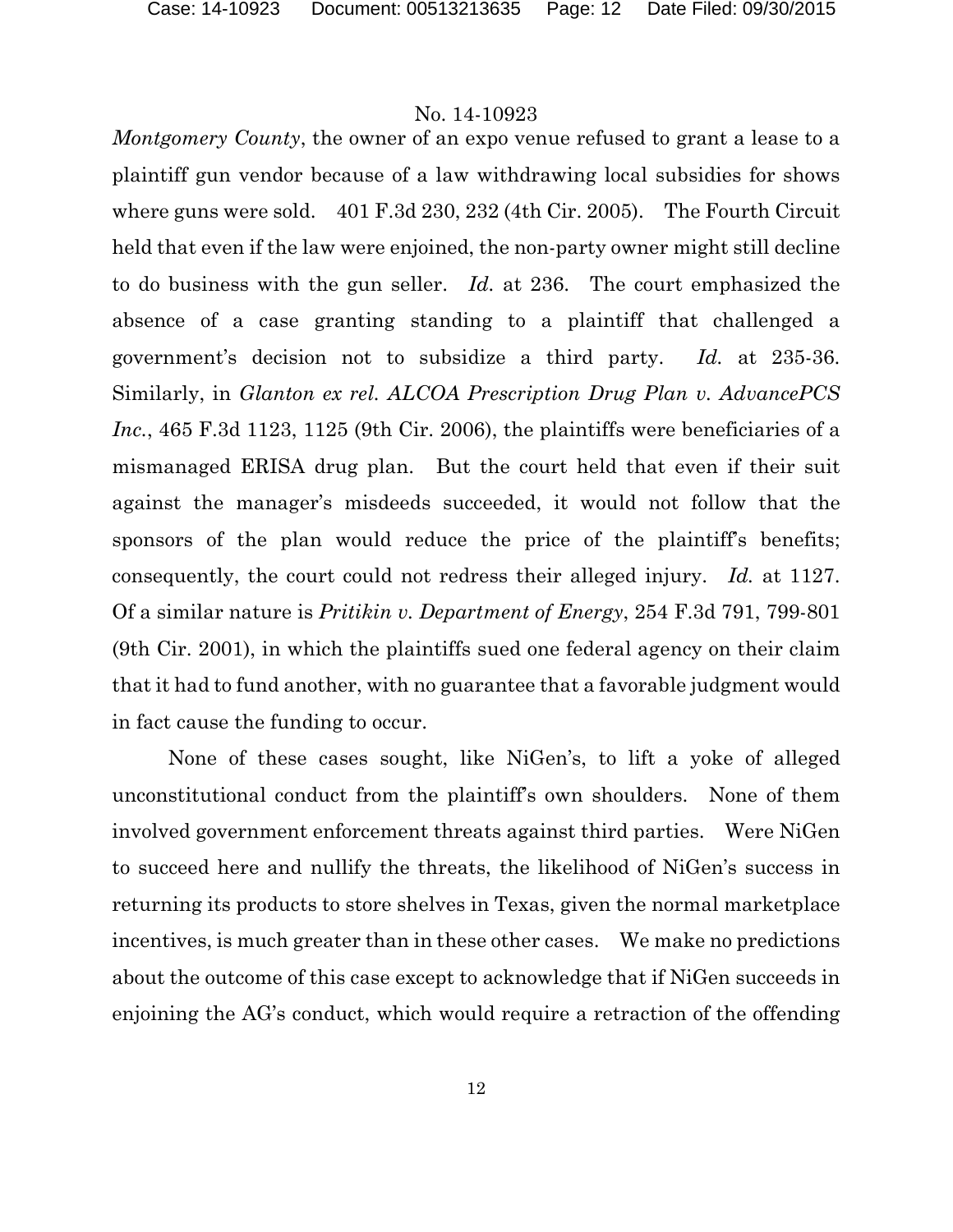*Montgomery County*, the owner of an expo venue refused to grant a lease to a plaintiff gun vendor because of a law withdrawing local subsidies for shows where guns were sold. 401 F.3d 230, 232 (4th Cir. 2005). The Fourth Circuit held that even if the law were enjoined, the non-party owner might still decline to do business with the gun seller. *Id.* at 236. The court emphasized the absence of a case granting standing to a plaintiff that challenged a government's decision not to subsidize a third party. *Id.* at 235-36. Similarly, in *Glanton ex rel. ALCOA Prescription Drug Plan v. AdvancePCS Inc.*, 465 F.3d 1123, 1125 (9th Cir. 2006), the plaintiffs were beneficiaries of a mismanaged ERISA drug plan. But the court held that even if their suit against the manager's misdeeds succeeded, it would not follow that the sponsors of the plan would reduce the price of the plaintiff's benefits; consequently, the court could not redress their alleged injury. *Id.* at 1127. Of a similar nature is *Pritikin v. Department of Energy*, 254 F.3d 791, 799-801 (9th Cir. 2001), in which the plaintiffs sued one federal agency on their claim that it had to fund another, with no guarantee that a favorable judgment would in fact cause the funding to occur.

None of these cases sought, like NiGen's, to lift a yoke of alleged unconstitutional conduct from the plaintiff's own shoulders. None of them involved government enforcement threats against third parties. Were NiGen to succeed here and nullify the threats, the likelihood of NiGen's success in returning its products to store shelves in Texas, given the normal marketplace incentives, is much greater than in these other cases. We make no predictions about the outcome of this case except to acknowledge that if NiGen succeeds in enjoining the AG's conduct, which would require a retraction of the offending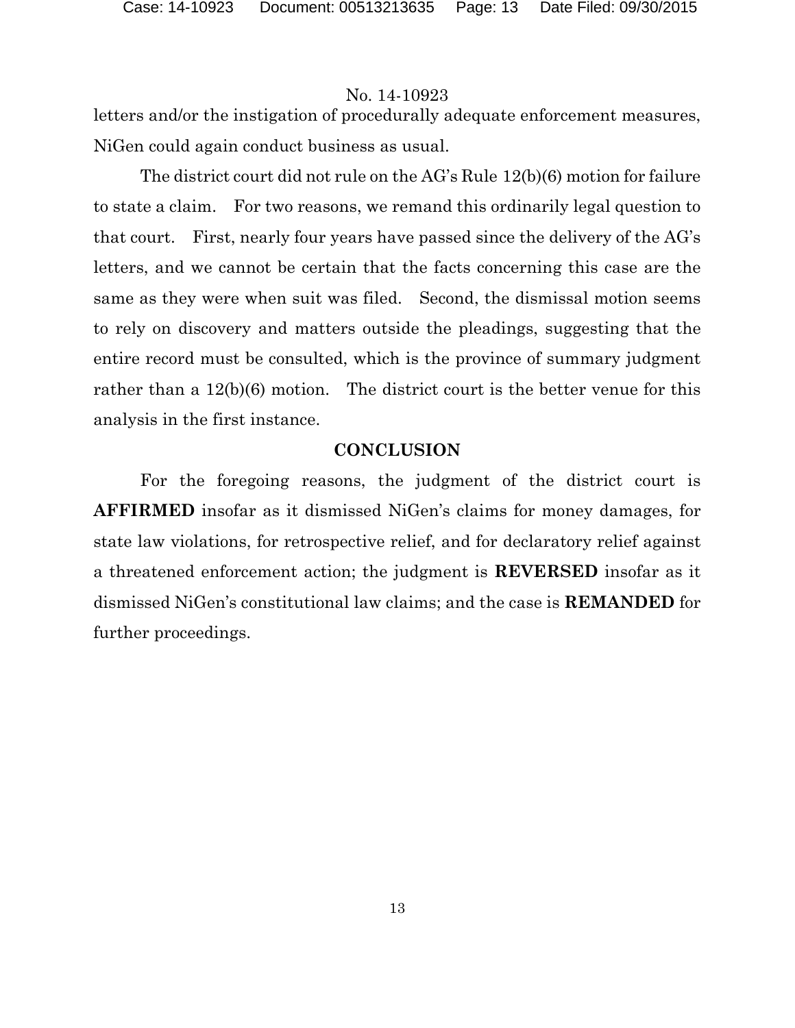letters and/or the instigation of procedurally adequate enforcement measures, NiGen could again conduct business as usual.

The district court did not rule on the AG's Rule 12(b)(6) motion for failure to state a claim. For two reasons, we remand this ordinarily legal question to that court. First, nearly four years have passed since the delivery of the AG's letters, and we cannot be certain that the facts concerning this case are the same as they were when suit was filed. Second, the dismissal motion seems to rely on discovery and matters outside the pleadings, suggesting that the entire record must be consulted, which is the province of summary judgment rather than a 12(b)(6) motion. The district court is the better venue for this analysis in the first instance.

## CONCLUSION

For the foregoing reasons, the judgment of the district court is **AFFIRMED** insofar as it dismissed NiGen's claims for money damages, for state law violations, for retrospective relief, and for declaratory relief against a threatened enforcement action; the judgment is **REVERSED** insofar as it dismissed NiGen's constitutional law claims; and the case is **REMANDED** for further proceedings.